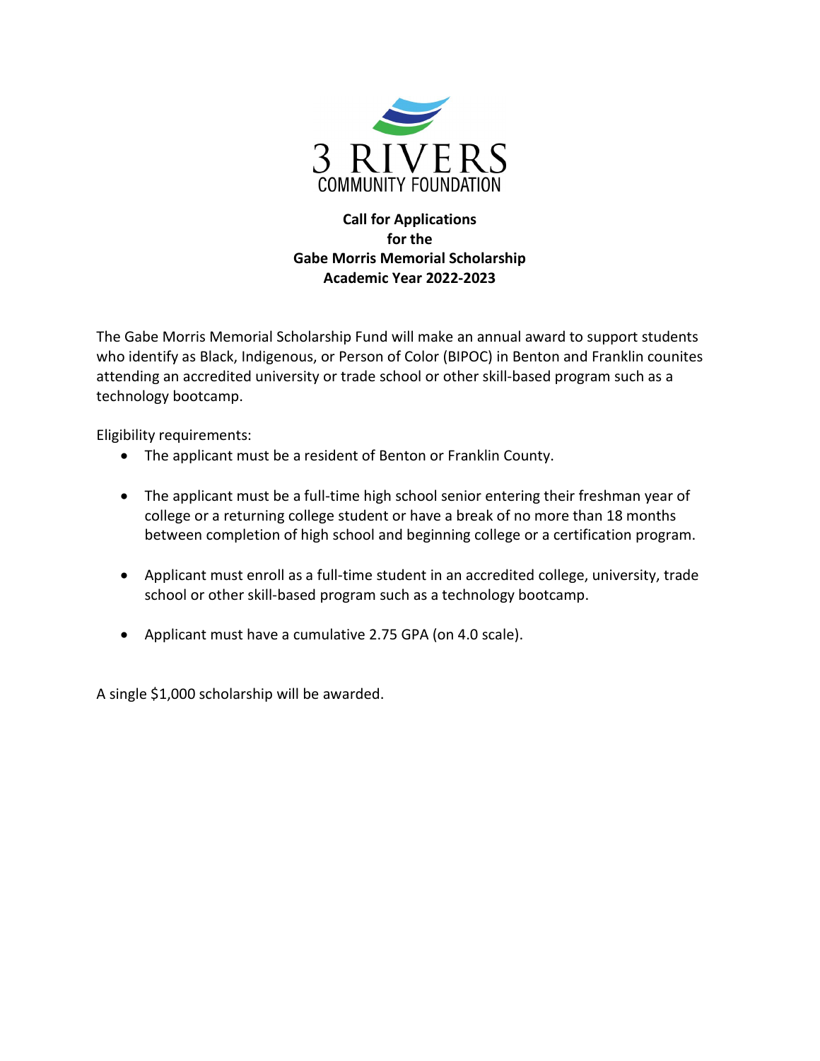3 RIVERS
COMMUNITY FOUNDATION

**Call for Applications**
**for the**
**Gabe Morris Memorial Scholarship**
**Academic Year 2022-2023**

The Gabe Morris Memorial Scholarship Fund will make an annual award to support students who identify as Black, Indigenous, or Person of Color (BIPOC) in Benton and Franklin counites attending an accredited university or trade school or other skill-based program such as a technology bootcamp.

Eligibility requirements:

- The applicant must be a resident of Benton or Franklin County.
- The applicant must be a full-time high school senior entering their freshman year of college or a returning college student or have a break of no more than 18 months between completion of high school and beginning college or a certification program.
- Applicant must enroll as a full-time student in an accredited college, university, trade school or other skill-based program such as a technology bootcamp.
- Applicant must have a cumulative 2.75 GPA (on 4.0 scale).

A single $1,000 scholarship will be awarded.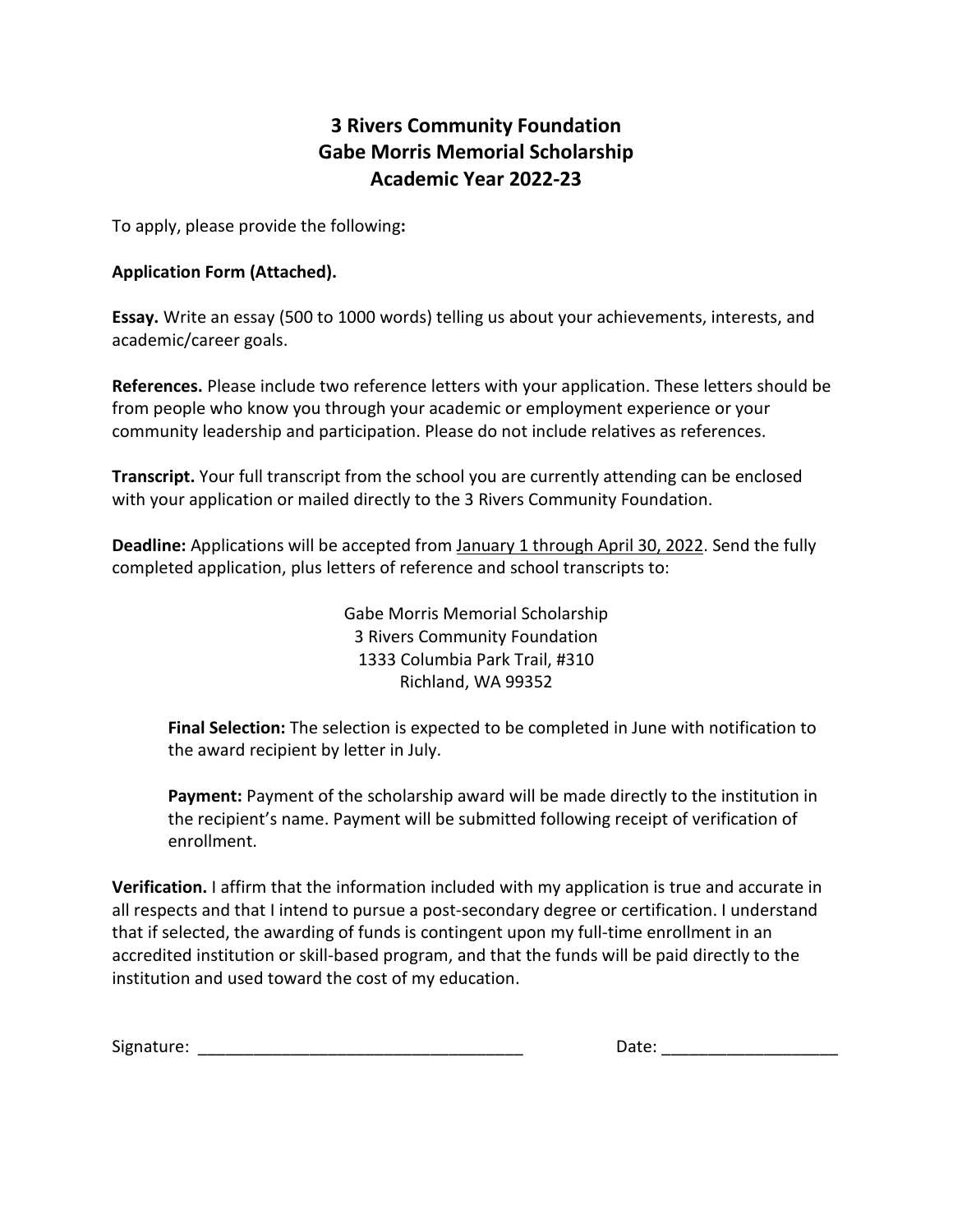# 3 Rivers Community Foundation
# Gabe Morris Memorial Scholarship
# Academic Year 2022-23

To apply, please provide the following**:**

**Application Form (Attached).**

**Essay.** Write an essay (500 to 1000 words) telling us about your achievements, interests, and academic/career goals.

**References.** Please include two reference letters with your application. These letters should be from people who know you through your academic or employment experience or your community leadership and participation. Please do not include relatives as references.

**Transcript.** Your full transcript from the school you are currently attending can be enclosed with your application or mailed directly to the 3 Rivers Community Foundation.

**Deadline:** Applications will be accepted from <u>January 1 through April 30, 2022</u>. Send the fully completed application, plus letters of reference and school transcripts to:

Gabe Morris Memorial Scholarship
3 Rivers Community Foundation
1333 Columbia Park Trail, #310
Richland, WA 99352

> **Final Selection:** The selection is expected to be completed in June with notification to the award recipient by letter in July.
>
> **Payment:** Payment of the scholarship award will be made directly to the institution in the recipient's name. Payment will be submitted following receipt of verification of enrollment.

**Verification.** I affirm that the information included with my application is true and accurate in all respects and that I intend to pursue a post-secondary degree or certification. I understand that if selected, the awarding of funds is contingent upon my full-time enrollment in an accredited institution or skill-based program, and that the funds will be paid directly to the institution and used toward the cost of my education.

Signature: ___________________________________ Date: ___________________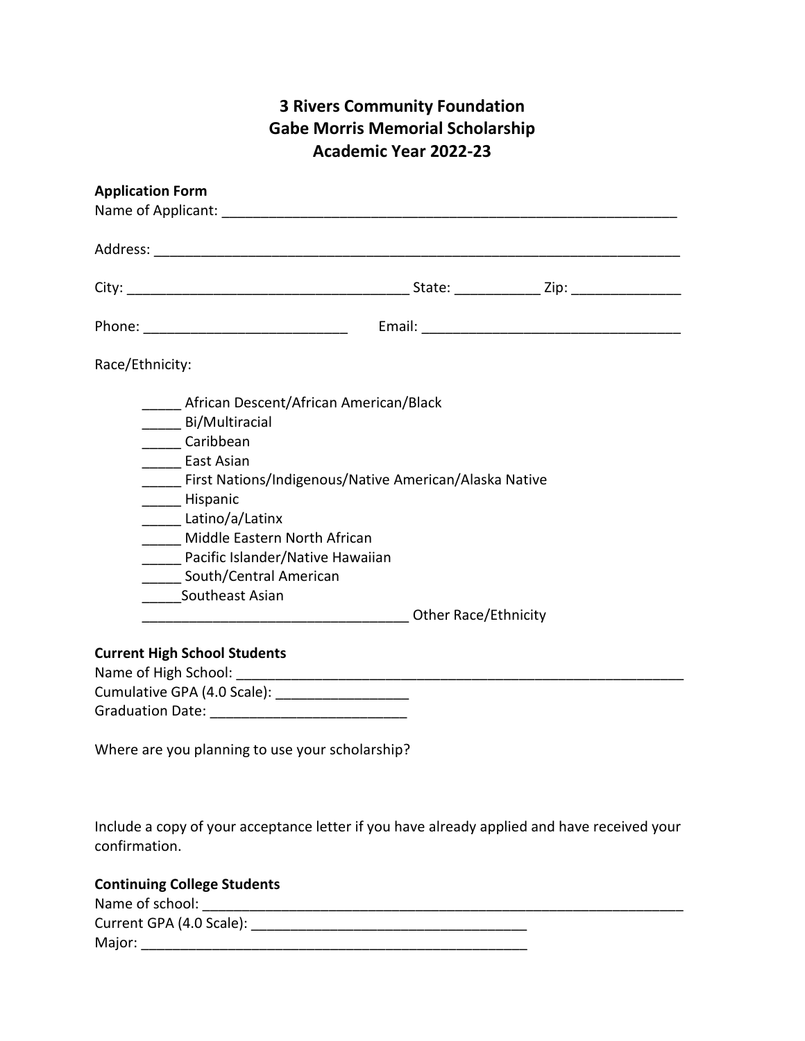# 3 Rivers Community Foundation
# Gabe Morris Memorial Scholarship
# Academic Year 2022-23

**Application Form**

Name of Applicant: ____________________________________________________________

Address: _____________________________________________________________________

City: ____________________________________ State: ___________ Zip: ______________

Phone: __________________________ Email: __________________________________

Race/Ethnicity:

_____ African Descent/African American/Black
_____ Bi/Multiracial
_____ Caribbean
_____ East Asian
_____ First Nations/Indigenous/Native American/Alaska Native
_____ Hispanic
_____ Latino/a/Latinx
_____ Middle Eastern North African
_____ Pacific Islander/Native Hawaiian
_____ South/Central American
_____Southeast Asian
__________________________________ Other Race/Ethnicity

**Current High School Students**

Name of High School: _________________________________________________________
Cumulative GPA (4.0 Scale): _________________
Graduation Date: _________________________

Where are you planning to use your scholarship?

Include a copy of your acceptance letter if you have already applied and have received your confirmation.

**Continuing College Students**

Name of school: ______________________________________________________________
Current GPA (4.0 Scale): ___________________________________
Major: ___________________________________________________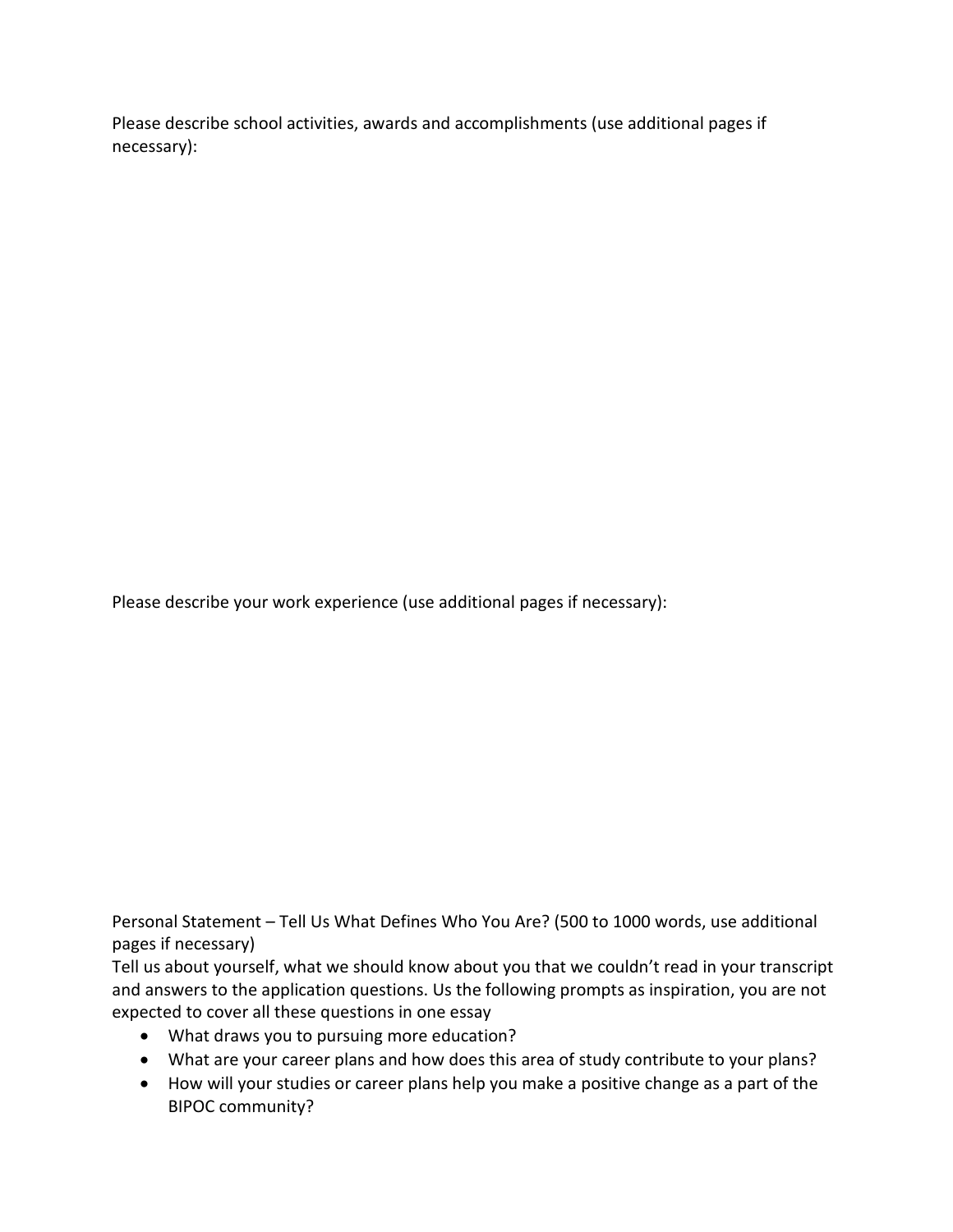Please describe school activities, awards and accomplishments (use additional pages if necessary):

Please describe your work experience (use additional pages if necessary):

Personal Statement – Tell Us What Defines Who You Are? (500 to 1000 words, use additional pages if necessary)

Tell us about yourself, what we should know about you that we couldn't read in your transcript and answers to the application questions. Us the following prompts as inspiration, you are not expected to cover all these questions in one essay

- What draws you to pursuing more education?
- What are your career plans and how does this area of study contribute to your plans?
- How will your studies or career plans help you make a positive change as a part of the BIPOC community?